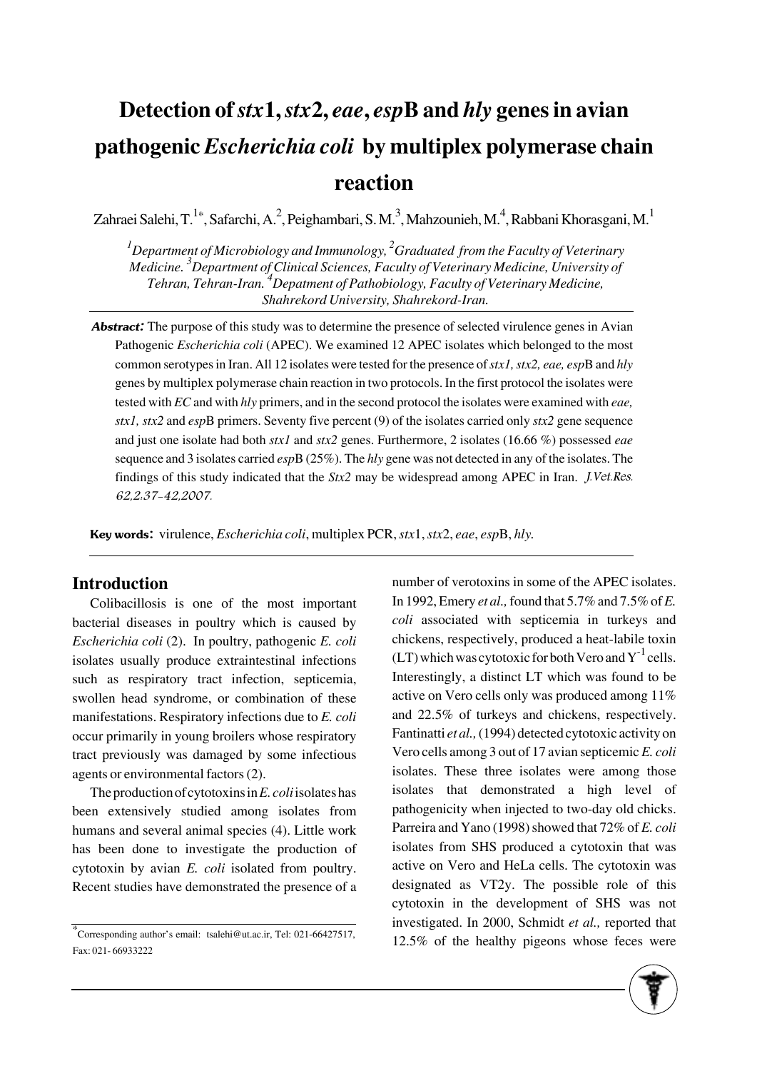# Detection of *stx*1, *stx*2, *eae*, *esp*B and *hly* genes in avian pathogenic *Escherichia coli* by multiplex polymerase chain reaction

Zahraei Salehi, T.[1*], Safarchi, A.[2], Peighambari, S. M.[3], Mahzounieh, M.[4], Rabbani Khorasgani, M.[1]

[1]*Department of Microbiology and Immunology,* [2]*Graduated from the Faculty of Veterinary Medicine.* [3]*Department of Clinical Sciences, Faculty of Veterinary Medicine, University of Tehran, Tehran-Iran.* [4]*Depatment of Pathobiology, Faculty of Veterinary Medicine, Shahrekord University, Shahrekord-Iran.*

***Abstract:*** The purpose of this study was to determine the presence of selected virulence genes in Avian Pathogenic *Escherichia coli* (APEC). We examined 12 APEC isolates which belonged to the most common serotypes in Iran. All 12 isolates were tested for the presence of *stx1, stx2, eae, esp*B and *hly* genes by multiplex polymerase chain reaction in two protocols. In the first protocol the isolates were tested with *EC* and with *hly* primers, and in the second protocol the isolates were examined with *eae, stx1, stx2* and *esp*B primers. Seventy five percent (9) of the isolates carried only *stx2* gene sequence and just one isolate had both *stx1* and *stx2* genes. Furthermore, 2 isolates (16.66 %) possessed *eae* sequence and 3 isolates carried *esp*B (25%). The *hly* gene was not detected in any of the isolates. The findings of this study indicated that the *Stx2* may be widespread among APEC in Iran. *J.Vet.Res. 62,2.37-42,2007.*

**Key words**: virulence, *Escherichia coli*, multiplex PCR, *stx*1, *stx*2, *eae*, *esp*B, *hly*.

## Introduction

Colibacillosis is one of the most important bacterial diseases in poultry which is caused by *Escherichia coli* (2). In poultry, pathogenic *E. coli* isolates usually produce extraintestinal infections such as respiratory tract infection, septicemia, swollen head syndrome, or combination of these manifestations. Respiratory infections due to *E. coli* occur primarily in young broilers whose respiratory tract previously was damaged by some infectious agents or environmental factors (2).

The production of cytotoxins in *E. coli* isolates has been extensively studied among isolates from humans and several animal species (4). Little work has been done to investigate the production of cytotoxin by avian *E. coli* isolated from poultry. Recent studies have demonstrated the presence of a number of verotoxins in some of the APEC isolates. In 1992, Emery *et al.,* found that 5.7% and 7.5% of *E. coli* associated with septicemia in turkeys and chickens, respectively, produced a heat-labile toxin (LT) which was cytotoxic for both Vero and $Y^{-1}$ cells. Interestingly, a distinct LT which was found to be active on Vero cells only was produced among 11% and 22.5% of turkeys and chickens, respectively. Fantinatti *et al.,* (1994) detected cytotoxic activity on Vero cells among 3 out of 17 avian septicemic *E. coli* isolates. These three isolates were among those isolates that demonstrated a high level of pathogenicity when injected to two-day old chicks. Parreira and Yano (1998) showed that 72% of *E. coli* isolates from SHS produced a cytotoxin that was active on Vero and HeLa cells. The cytotoxin was designated as VT2y. The possible role of this cytotoxin in the development of SHS was not investigated. In 2000, Schmidt *et al.,* reported that 12.5% of the healthy pigeons whose feces were

[*] Corresponding author's email: tsalehi@ut.ac.ir, Tel: 021-66427517, Fax: 021- 66933222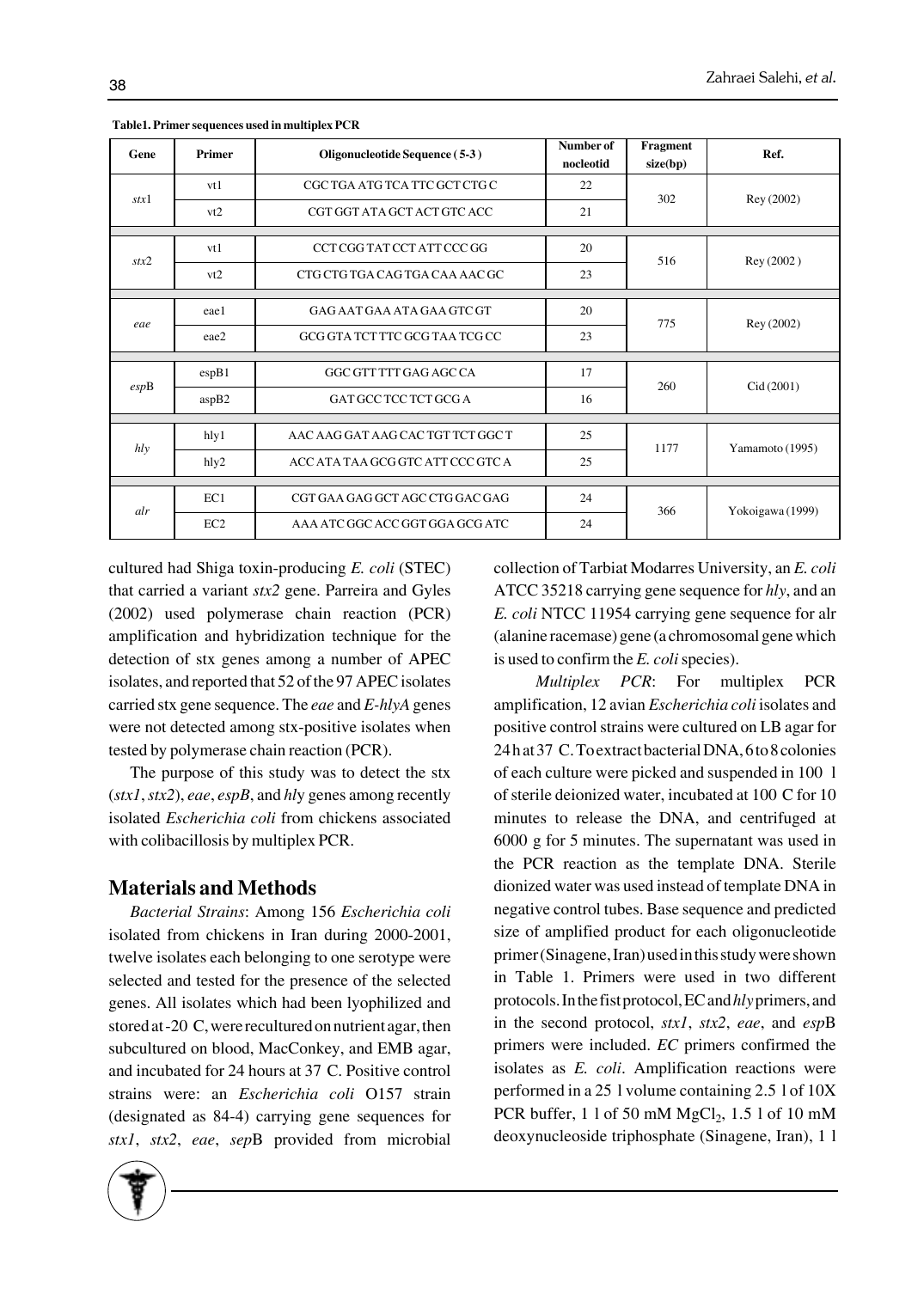**Table1. Primer sequences used in multiplex PCR**

| Gene | Primer | Oligonucleotide Sequence (5-3) | Number of nocleotid | Fragment size(bp) | Ref. |
|---|---|---|---|---|---|
| *stx*1 | vt1 | CGC TGA ATG TCA TTC GCT CTG C | 22 | 302 | Rey (2002) |
| | vt2 | CGT GGT ATA GCT ACT GTC ACC | 21 | | |
| *stx*2 | vt1 | CCT CGG TAT CCT ATT CCC GG | 20 | 516 | Rey (2002) |
| | vt2 | CTG CTG TGA CAG TGA CAA AAC GC | 23 | | |
| *eae* | eae1 | GAG AAT GAA ATA GAA GTC GT | 20 | 775 | Rey (2002) |
| | eae2 | GCG GTA TCT TTC GCG TAA TCG CC | 23 | | |
| *esp*B | espB1 | GGC GTT TTT GAG AGC CA | 17 | 260 | Cid (2001) |
| | aspB2 | GAT GCC TCC TCT GCG A | 16 | | |
| *hly* | hly1 | AAC AAG GAT AAG CAC TGT TCT GGC T | 25 | 1177 | Yamamoto (1995) |
| | hly2 | ACC ATA TAA GCG GTC ATT CCC GTC A | 25 | | |
| *alr* | EC1 | CGT GAA GAG GCT AGC CTG GAC GAG | 24 | 366 | Yokoigawa (1999) |
| | EC2 | AAA ATC GGC ACC GGT GGA GCG ATC | 24 | | |

cultured had Shiga toxin-producing *E. coli* (STEC) that carried a variant *stx2* gene. Parreira and Gyles (2002) used polymerase chain reaction (PCR) amplification and hybridization technique for the detection of stx genes among a number of APEC isolates, and reported that 52 of the 97 APEC isolates carried stx gene sequence. The *eae* and *E-hlyA* genes were not detected among stx-positive isolates when tested by polymerase chain reaction (PCR).

The purpose of this study was to detect the stx (*stx1*, *stx2*), *eae*, *espB*, and *hl*y genes among recently isolated *Escherichia coli* from chickens associated with colibacillosis by multiplex PCR.

## Materials and Methods

*Bacterial Strains*: Among 156 *Escherichia coli* isolated from chickens in Iran during 2000-2001, twelve isolates each belonging to one serotype were selected and tested for the presence of the selected genes. All isolates which had been lyophilized and stored at -20 C, were recultured on nutrient agar, then subcultured on blood, MacConkey, and EMB agar, and incubated for 24 hours at 37 C. Positive control strains were: an *Escherichia coli* O157 strain (designated as 84-4) carrying gene sequences for *stx1*, *stx2*, *eae*, *sep*B provided from microbial collection of Tarbiat Modarres University, an *E. coli* ATCC 35218 carrying gene sequence for *hly*, and an *E. coli* NTCC 11954 carrying gene sequence for alr (alanine racemase) gene (a chromosomal gene which is used to confirm the *E. coli* species).

*Multiplex PCR*: For multiplex PCR amplification, 12 avian *Escherichia coli* isolates and positive control strains were cultured on LB agar for 24 h at 37 C. To extract bacterial DNA, 6 to 8 colonies of each culture were picked and suspended in 100 l of sterile deionized water, incubated at 100 C for 10 minutes to release the DNA, and centrifuged at 6000 g for 5 minutes. The supernatant was used in the PCR reaction as the template DNA. Sterile dionized water was used instead of template DNA in negative control tubes. Base sequence and predicted size of amplified product for each oligonucleotide primer (Sinagene, Iran) used in this study were shown in Table 1. Primers were used in two different protocols. In the fist protocol, EC and *hly* primers, and in the second protocol, *stx1*, *stx2*, *eae*, and *esp*B primers were included. *EC* primers confirmed the isolates as *E. coli*. Amplification reactions were performed in a 25 l volume containing 2.5 l of 10X PCR buffer, 1 l of 50 mM $MgCl_2$, 1.5 l of 10 mM deoxynucleoside triphosphate (Sinagene, Iran), 1 l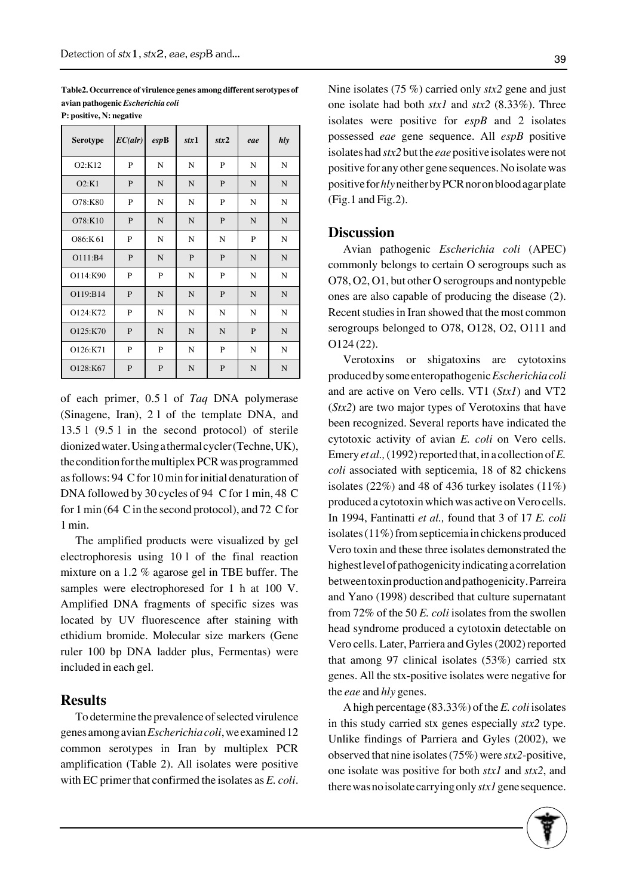**Table2. Occurrence of virulence genes among different serotypes of avian pathogenic *Escherichia coli***
**P: positive, N: negative**

| Serotype | *EC(alr)* | *esp*B | *stx*1 | *stx*2 | *eae* | *hly* |
|---|---|---|---|---|---|---|
| O2:K12 | P | N | N | P | N | N |
| O2:K1 | P | N | N | P | N | N |
| O78:K80 | P | N | N | P | N | N |
| O78:K10 | P | N | N | P | N | N |
| O86:K 61 | P | N | N | N | P | N |
| O111:B4 | P | N | P | P | N | N |
| O114:K90 | P | P | N | P | N | N |
| O119:B14 | P | N | N | P | N | N |
| O124:K72 | P | N | N | N | N | N |
| O125:K70 | P | N | N | N | P | N |
| O126:K71 | P | P | N | P | N | N |
| O128:K67 | P | P | N | P | N | N |

of each primer, 0.5 l of *Taq* DNA polymerase (Sinagene, Iran), 2 l of the template DNA, and 13.5 l (9.5 l in the second protocol) of sterile dionized water. Using a thermal cycler (Techne, UK), the condition for the multiplex PCR was programmed as follows: 94 C for 10 min for initial denaturation of DNA followed by 30 cycles of 94 C for 1 min, 48 C for 1 min (64 C in the second protocol), and 72 C for 1 min.

The amplified products were visualized by gel electrophoresis using 10 l of the final reaction mixture on a 1.2 % agarose gel in TBE buffer. The samples were electrophoresed for 1 h at 100 V. Amplified DNA fragments of specific sizes was located by UV fluorescence after staining with ethidium bromide. Molecular size markers (Gene ruler 100 bp DNA ladder plus, Fermentas) were included in each gel.

## Results

To determine the prevalence of selected virulence genes among avian *Escherichia coli*, we examined 12 common serotypes in Iran by multiplex PCR amplification (Table 2). All isolates were positive with EC primer that confirmed the isolates as *E. coli*. Nine isolates (75 %) carried only *stx2* gene and just one isolate had both *stx1* and *stx2* (8.33%). Three isolates were positive for *espB* and 2 isolates possessed *eae* gene sequence. All *espB* positive isolates had *stx2* but the *eae* positive isolates were not positive for any other gene sequences. No isolate was positive for *hly* neither by PCR nor on blood agar plate (Fig.1 and Fig.2).

## Discussion

Avian pathogenic *Escherichia coli* (APEC) commonly belongs to certain O serogroups such as O78, O2, O1, but other O serogroups and nontypeble ones are also capable of producing the disease (2). Recent studies in Iran showed that the most common serogroups belonged to O78, O128, O2, O111 and O124 (22).

Verotoxins or shigatoxins are cytotoxins produced by some enteropathogenic *Escherichia coli* and are active on Vero cells. VT1 (*Stx1*) and VT2 (*Stx2*) are two major types of Verotoxins that have been recognized. Several reports have indicated the cytotoxic activity of avian *E. coli* on Vero cells. Emery *et al.,* (1992) reported that, in a collection of *E. coli* associated with septicemia, 18 of 82 chickens isolates (22%) and 48 of 436 turkey isolates (11%) produced a cytotoxin which was active on Vero cells. In 1994, Fantinatti *et al.,* found that 3 of 17 *E. coli* isolates (11%) from septicemia in chickens produced Vero toxin and these three isolates demonstrated the highest level of pathogenicity indicating a correlation between toxin production and pathogenicity. Parreira and Yano (1998) described that culture supernatant from 72% of the 50 *E. coli* isolates from the swollen head syndrome produced a cytotoxin detectable on Vero cells. Later, Parriera and Gyles (2002) reported that among 97 clinical isolates (53%) carried stx genes. All the stx-positive isolates were negative for the *eae* and *hly* genes.

A high percentage (83.33%) of the *E. coli* isolates in this study carried stx genes especially *stx2* type. Unlike findings of Parriera and Gyles (2002), we observed that nine isolates (75%) were *stx2*-positive, one isolate was positive for both *stx1* and *stx2*, and there was no isolate carrying only *stx1* gene sequence.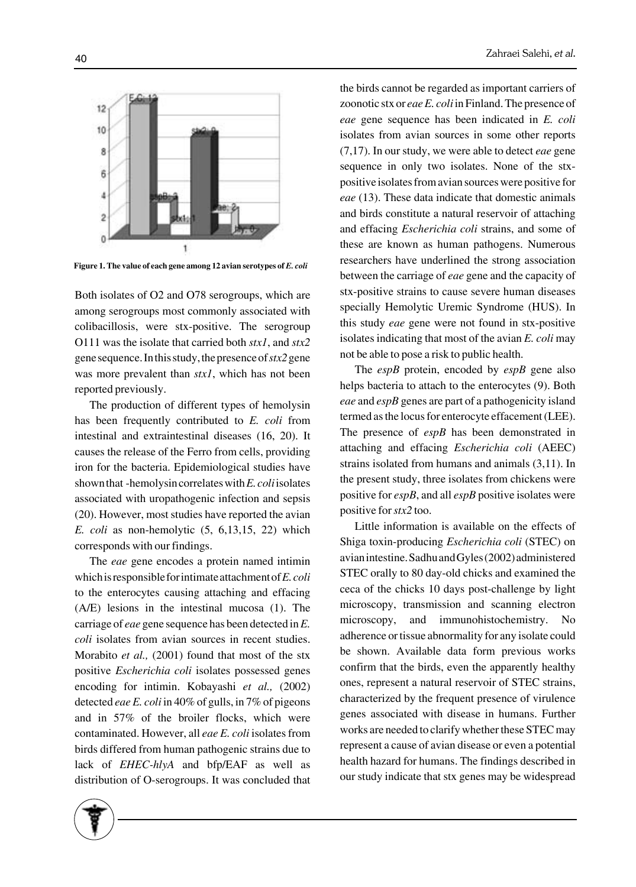12
10
8
6
4
2
0
1

E.C: 12
espB: 3
stx1: 1
stx2: 9
eae: 2
hly: 0

**Figure 1. The value of each gene among 12 avian serotypes of *E. coli***

Both isolates of O2 and O78 serogroups, which are among serogroups most commonly associated with colibacillosis, were stx-positive. The serogroup O111 was the isolate that carried both *stx1*, and *stx2* gene sequence. In this study, the presence of *stx2* gene was more prevalent than *stx1*, which has not been reported previously.

The production of different types of hemolysin has been frequently contributed to *E. coli* from intestinal and extraintestinal diseases (16, 20). It causes the release of the Ferro from cells, providing iron for the bacteria. Epidemiological studies have shown that -hemolysin correlates with *E. coli* isolates associated with uropathogenic infection and sepsis (20). However, most studies have reported the avian *E. coli* as non-hemolytic (5, 6,13,15, 22) which corresponds with our findings.

The *eae* gene encodes a protein named intimin which is responsible for intimate attachment of *E. coli* to the enterocytes causing attaching and effacing (A/E) lesions in the intestinal mucosa (1). The carriage of *eae* gene sequence has been detected in *E. coli* isolates from avian sources in recent studies. Morabito *et al.,* (2001) found that most of the stx positive *Escherichia coli* isolates possessed genes encoding for intimin. Kobayashi *et al.,* (2002) detected *eae E. coli* in 40% of gulls, in 7% of pigeons and in 57% of the broiler flocks, which were contaminated. However, all *eae E. coli* isolates from birds differed from human pathogenic strains due to lack of *EHEC-hlyA* and bfp/EAF as well as distribution of O-serogroups. It was concluded that the birds cannot be regarded as important carriers of zoonotic stx or *eae E. coli* in Finland. The presence of *eae* gene sequence has been indicated in *E. coli* isolates from avian sources in some other reports (7,17). In our study, we were able to detect *eae* gene sequence in only two isolates. None of the stx-positive isolates from avian sources were positive for *eae* (13). These data indicate that domestic animals and birds constitute a natural reservoir of attaching and effacing *Escherichia coli* strains, and some of these are known as human pathogens. Numerous researchers have underlined the strong association between the carriage of *eae* gene and the capacity of stx-positive strains to cause severe human diseases specially Hemolytic Uremic Syndrome (HUS). In this study *eae* gene were not found in stx-positive isolates indicating that most of the avian *E. coli* may not be able to pose a risk to public health.

The *espB* protein, encoded by *espB* gene also helps bacteria to attach to the enterocytes (9). Both *eae* and *espB* genes are part of a pathogenicity island termed as the locus for enterocyte effacement (LEE). The presence of *espB* has been demonstrated in attaching and effacing *Escherichia coli* (AEEC) strains isolated from humans and animals (3,11). In the present study, three isolates from chickens were positive for *espB*, and all *espB* positive isolates were positive for *stx2* too.

Little information is available on the effects of Shiga toxin-producing *Escherichia coli* (STEC) on avian intestine. Sadhu and Gyles (2002) administered STEC orally to 80 day-old chicks and examined the ceca of the chicks 10 days post-challenge by light microscopy, transmission and scanning electron microscopy, and immunohistochemistry. No adherence or tissue abnormality for any isolate could be shown. Available data form previous works confirm that the birds, even the apparently healthy ones, represent a natural reservoir of STEC strains, characterized by the frequent presence of virulence genes associated with disease in humans. Further works are needed to clarify whether these STEC may represent a cause of avian disease or even a potential health hazard for humans. The findings described in our study indicate that stx genes may be widespread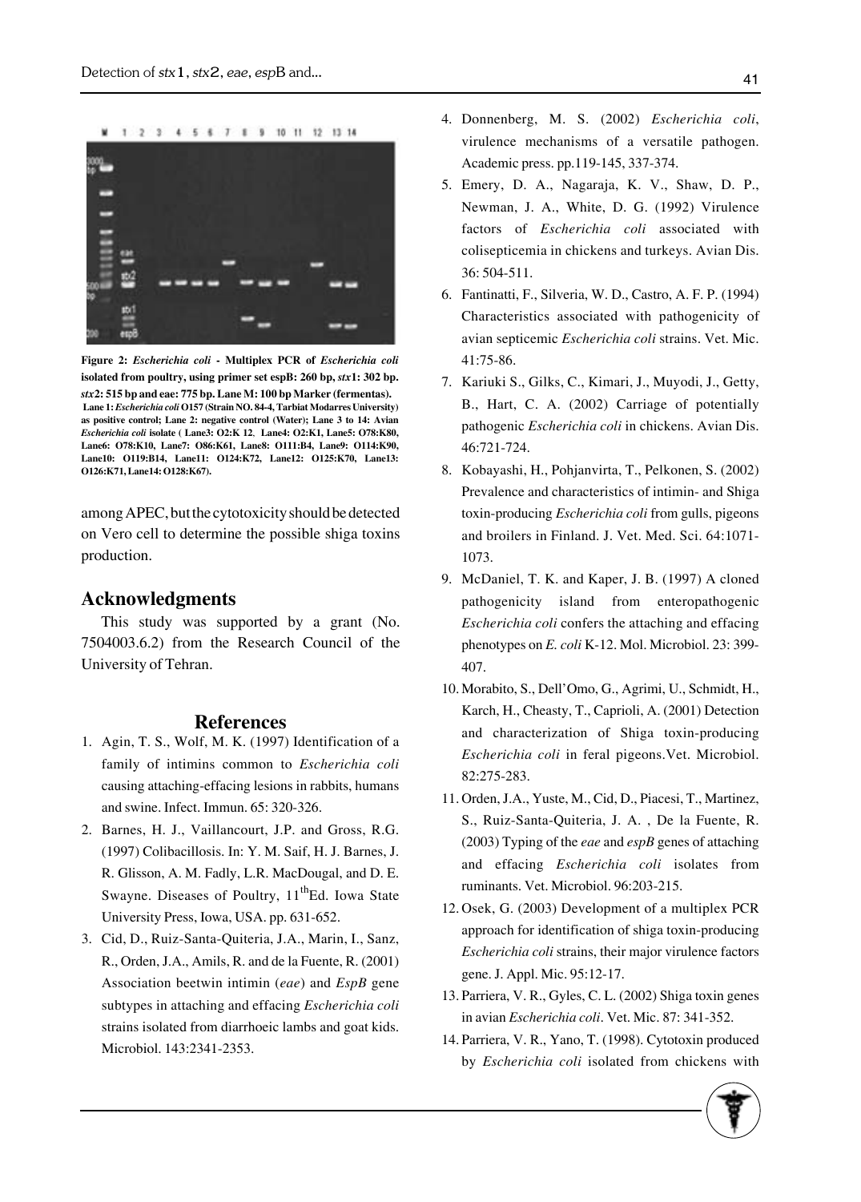M 1 2 3 4 5 6 7 8 9 10 11 12 13 14

3000 bp

eae

stx2

500 bp

stx1

200 espB

**Figure 2:** ***Escherichia coli*** **- Multiplex PCR of** ***Escherichia coli*** **isolated from poultry, using primer set espB: 260 bp,** ***stx*****1: 302 bp.** ***stx*****2: 515 bp and eae: 775 bp. Lane M: 100 bp Marker (fermentas). Lane 1:** ***Escherichia coli*** **O157 (Strain NO. 84-4, Tarbiat Modarres University) as positive control; Lane 2: negative control (Water); Lane 3 to 14: Avian** ***Escherichia coli*** **isolate ( Lane3: O2:K 12, Lane4: O2:K1, Lane5: O78:K80, Lane6: O78:K10, Lane7: O86:K61, Lane8: O111:B4, Lane9: O114:K90, Lane10: O119:B14, Lane11: O124:K72, Lane12: O125:K70, Lane13: O126:K71, Lane14: O128:K67).**

among APEC, but the cytotoxicity should be detected on Vero cell to determine the possible shiga toxins production.

## Acknowledgments

This study was supported by a grant (No. 7504003.6.2) from the Research Council of the University of Tehran.

## References

1. Agin, T. S., Wolf, M. K. (1997) Identification of a family of intimins common to *Escherichia coli* causing attaching-effacing lesions in rabbits, humans and swine. Infect. Immun. 65: 320-326.
2. Barnes, H. J., Vaillancourt, J.P. and Gross, R.G. (1997) Colibacillosis. In: Y. M. Saif, H. J. Barnes, J. R. Glisson, A. M. Fadly, L.R. MacDougal, and D. E. Swayne. Diseases of Poultry, 11thEd. Iowa State University Press, Iowa, USA. pp. 631-652.
3. Cid, D., Ruiz-Santa-Quiteria, J.A., Marin, I., Sanz, R., Orden, J.A., Amils, R. and de la Fuente, R. (2001) Association beetwin intimin (*eae*) and *EspB* gene subtypes in attaching and effacing *Escherichia coli* strains isolated from diarrhoeic lambs and goat kids. Microbiol. 143:2341-2353.
4. Donnenberg, M. S. (2002) *Escherichia coli*, virulence mechanisms of a versatile pathogen. Academic press. pp.119-145, 337-374.
5. Emery, D. A., Nagaraja, K. V., Shaw, D. P., Newman, J. A., White, D. G. (1992) Virulence factors of *Escherichia coli* associated with colisepticemia in chickens and turkeys. Avian Dis. 36: 504-511.
6. Fantinatti, F., Silveria, W. D., Castro, A. F. P. (1994) Characteristics associated with pathogenicity of avian septicemic *Escherichia coli* strains. Vet. Mic. 41:75-86.
7. Kariuki S., Gilks, C., Kimari, J., Muyodi, J., Getty, B., Hart, C. A. (2002) Carriage of potentially pathogenic *Escherichia coli* in chickens. Avian Dis. 46:721-724.
8. Kobayashi, H., Pohjanvirta, T., Pelkonen, S. (2002) Prevalence and characteristics of intimin- and Shiga toxin-producing *Escherichia coli* from gulls, pigeons and broilers in Finland. J. Vet. Med. Sci. 64:1071-1073.
9. McDaniel, T. K. and Kaper, J. B. (1997) A cloned pathogenicity island from enteropathogenic *Escherichia coli* confers the attaching and effacing phenotypes on *E. coli* K-12. Mol. Microbiol. 23: 399-407.
10. Morabito, S., Dell'Omo, G., Agrimi, U., Schmidt, H., Karch, H., Cheasty, T., Caprioli, A. (2001) Detection and characterization of Shiga toxin-producing *Escherichia coli* in feral pigeons.Vet. Microbiol. 82:275-283.
11. Orden, J.A., Yuste, M., Cid, D., Piacesi, T., Martinez, S., Ruiz-Santa-Quiteria, J. A. , De la Fuente, R. (2003) Typing of the *eae* and *espB* genes of attaching and effacing *Escherichia coli* isolates from ruminants. Vet. Microbiol. 96:203-215.
12. Osek, G. (2003) Development of a multiplex PCR approach for identification of shiga toxin-producing *Escherichia coli* strains, their major virulence factors gene. J. Appl. Mic. 95:12-17.
13. Parriera, V. R., Gyles, C. L. (2002) Shiga toxin genes in avian *Escherichia coli*. Vet. Mic. 87: 341-352.
14. Parriera, V. R., Yano, T. (1998). Cytotoxin produced by *Escherichia coli* isolated from chickens with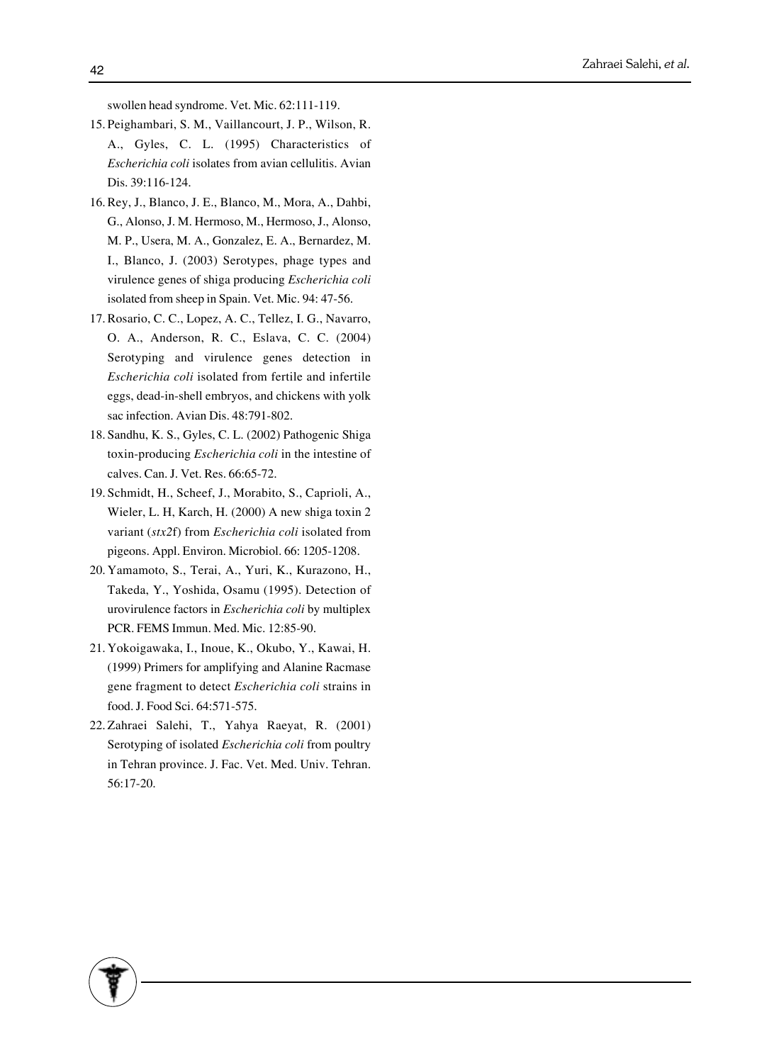swollen head syndrome. Vet. Mic. 62:111-119.

15. Peighambari, S. M., Vaillancourt, J. P., Wilson, R. A., Gyles, C. L. (1995) Characteristics of *Escherichia coli* isolates from avian cellulitis. Avian Dis. 39:116-124.
16. Rey, J., Blanco, J. E., Blanco, M., Mora, A., Dahbi, G., Alonso, J. M. Hermoso, M., Hermoso, J., Alonso, M. P., Usera, M. A., Gonzalez, E. A., Bernardez, M. I., Blanco, J. (2003) Serotypes, phage types and virulence genes of shiga producing *Escherichia coli* isolated from sheep in Spain. Vet. Mic. 94: 47-56.
17. Rosario, C. C., Lopez, A. C., Tellez, I. G., Navarro, O. A., Anderson, R. C., Eslava, C. C. (2004) Serotyping and virulence genes detection in *Escherichia coli* isolated from fertile and infertile eggs, dead-in-shell embryos, and chickens with yolk sac infection. Avian Dis. 48:791-802.
18. Sandhu, K. S., Gyles, C. L. (2002) Pathogenic Shiga toxin-producing *Escherichia coli* in the intestine of calves. Can. J. Vet. Res. 66:65-72.
19. Schmidt, H., Scheef, J., Morabito, S., Caprioli, A., Wieler, L. H, Karch, H. (2000) A new shiga toxin 2 variant (*stx2*f) from *Escherichia coli* isolated from pigeons. Appl. Environ. Microbiol. 66: 1205-1208.
20. Yamamoto, S., Terai, A., Yuri, K., Kurazono, H., Takeda, Y., Yoshida, Osamu (1995). Detection of urovirulence factors in *Escherichia coli* by multiplex PCR. FEMS Immun. Med. Mic. 12:85-90.
21. Yokoigawaka, I., Inoue, K., Okubo, Y., Kawai, H. (1999) Primers for amplifying and Alanine Racmase gene fragment to detect *Escherichia coli* strains in food. J. Food Sci. 64:571-575.
22. Zahraei Salehi, T., Yahya Raeyat, R. (2001) Serotyping of isolated *Escherichia coli* from poultry in Tehran province. J. Fac. Vet. Med. Univ. Tehran. 56:17-20.